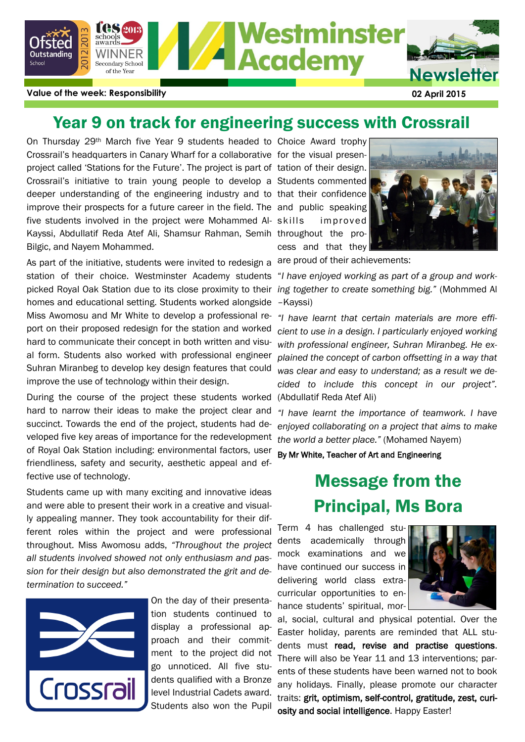# Westminster Academy Newsletter

**Value of the week: Responsibility**

**02 April 2015**

## Year 9 on track for engineering success with Crossrail

On Thursday 29th March five Year 9 students headed to Crossrail's headquarters in Canary Wharf for a collaborative project called 'Stations for the Future'. The project is part of Crossrail's initiative to train young people to develop a deeper understanding of the engineering industry and to improve their prospects for a future career in the field. The five students involved in the project were Mohammed Al-Kayssi, Abdullatif Reda Atef Ali, Shamsur Rahman, Semih Bilgic, and Nayem Mohammed.

As part of the initiative, students were invited to redesign a station of their choice. Westminster Academy students picked Royal Oak Station due to its close proximity to their homes and educational setting. Students worked alongside Miss Awomosu and Mr White to develop a professional report on their proposed redesign for the station and worked hard to communicate their concept in both written and visual form. Students also worked with professional engineer Suhran Miranbeg to develop key design features that could improve the use of technology within their design.

During the course of the project these students worked hard to narrow their ideas to make the project clear and succinct. Towards the end of the project, students had developed five key areas of importance for the redevelopment of Royal Oak Station including: environmental factors, user friendliness, safety and security, aesthetic appeal and effective use of technology.

Students came up with many exciting and innovative ideas and were able to present their work in a creative and visually appealing manner. They took accountability for their different roles within the project and were professional throughout. Miss Awomosu adds, *"Throughout the project all students involved showed not only enthusiasm and passion for their design but also demonstrated the grit and determination to succeed."*

On the day of their presentation students continued to display a professional approach and their commitment to the project did not go unnoticed. All five students qualified with a Bronze level Industrial Cadets award. Students also won the Pupil Choice Award trophy for the visual presentation of their design. Students commented that their confidence and public speaking skills improved throughout the process and that they are proud of their achievements:

*"I have enjoyed working as part of a group and working together to create something big."* (Mohmmed Al –Kayssi)

*"I have learnt that certain materials are more efficient to use in a design. I particularly enjoyed working with professional engineer, Suhran Miranbeg. He explained the concept of carbon offsetting in a way that was clear and easy to understand; as a result we decided to include this concept in our project".* (Abdullatif Reda Atef Ali)

*"I have learnt the importance of teamwork. I have enjoyed collaborating on a project that aims to make the world a better place."* (Mohamed Nayem)

**By Mr White, Teacher of Art and Engineering**

## Message from the Principal, Ms Bora

Term 4 has challenged students academically through mock examinations and we have continued our success in delivering world class extra-curricular opportunities to enhance students' spiritual, moral, social, cultural and physical potential. Over the Easter holiday, parents are reminded that ALL students must **read, revise and practise questions**. There will also be Year 11 and 13 interventions; parents of these students have been warned not to book any holidays. Finally, please promote our character traits: **grit, optimism, self-control, gratitude, zest, curiosity and social intelligence**. Happy Easter!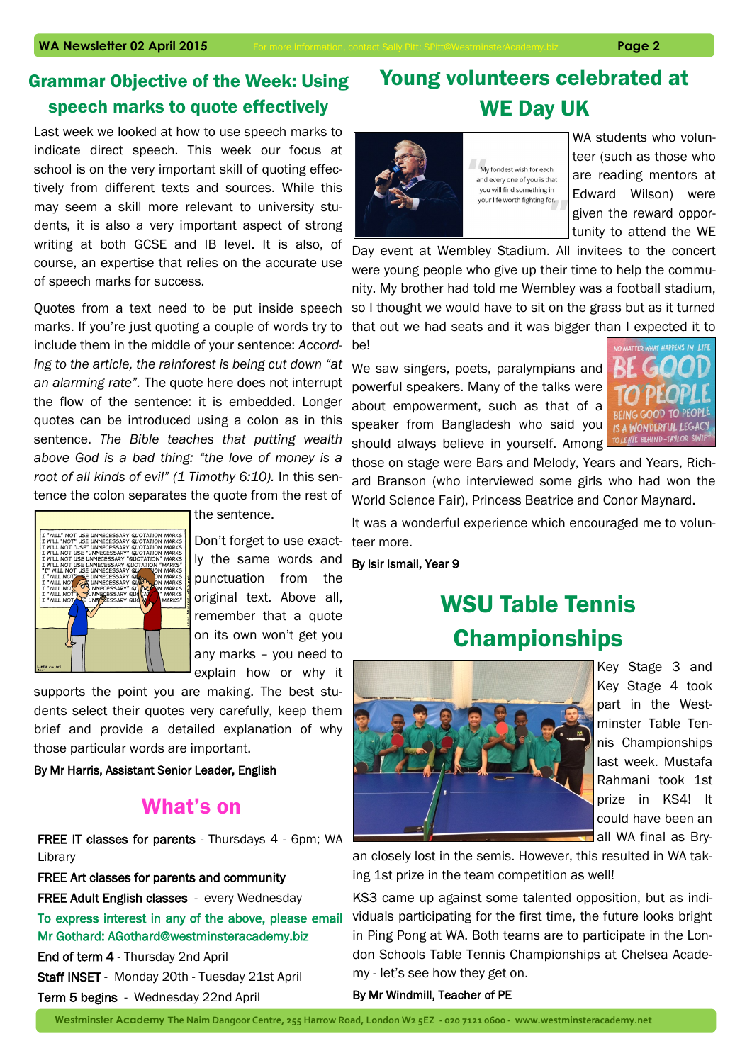## Grammar Objective of the Week: Using speech marks to quote effectively

Last week we looked at how to use speech marks to indicate direct speech. This week our focus at school is on the very important skill of quoting effectively from different texts and sources. While this may seem a skill more relevant to university students, it is also a very important aspect of strong writing at both GCSE and IB level. It is also, of course, an expertise that relies on the accurate use of speech marks for success.

Quotes from a text need to be put inside speech marks. If you're just quoting a couple of words try to include them in the middle of your sentence: *According to the article, the rainforest is being cut down "at an alarming rate".* The quote here does not interrupt the flow of the sentence: it is embedded. Longer quotes can be introduced using a colon as in this sentence. *The Bible teaches that putting wealth above God is a bad thing: "the love of money is a root of all kinds of evil" (1 Timothy 6:10).* In this sentence the colon separates the quote from the rest of the sentence.

Don't forget to use exactly the same words and punctuation from the original text. Above all, remember that a quote on its own won't get you any marks – you need to explain how or why it supports the point you are making. The best students select their quotes very carefully, keep them brief and provide a detailed explanation of why those particular words are important.

**By Mr Harris, Assistant Senior Leader, English**

## What's on

**FREE IT classes for parents** - Thursdays 4 - 6pm; WA Library

**FREE Art classes for parents and community**

**FREE Adult English classes** - every Wednesday

To express interest in any of the above, please email Mr Gothard: AGothard@westminsteracademy.biz

**End of term 4** - Thursday 2nd April

**Staff INSET** - Monday 20th - Tuesday 21st April

**Term 5 begins** - Wednesday 22nd April

## Young volunteers celebrated at WE Day UK

WA students who volunteer (such as those who are reading mentors at Edward Wilson) were given the reward opportunity to attend the WE Day event at Wembley Stadium. All invitees to the concert were young people who give up their time to help the community. My brother had told me Wembley was a football stadium, so I thought we would have to sit on the grass but as it turned out we had seats and it was bigger than I expected it to be!

We saw singers, poets, paralympians and powerful speakers. Many of the talks were about empowerment, such as that of a speaker from Bangladesh who said you should always believe in yourself. Among those on stage were Bars and Melody, Years and Years, Richard Branson (who interviewed some girls who had won the World Science Fair), Princess Beatrice and Conor Maynard.

It was a wonderful experience which encouraged me to volunteer more.

**By Isir Ismail, Year 9**

## WSU Table Tennis Championships

Key Stage 3 and Key Stage 4 took part in the Westminster Table Tennis Championships last week. Mustafa Rahmani took 1st prize in KS4! It could have been an all WA final as Bryan closely lost in the semis. However, this resulted in WA taking 1st prize in the team competition as well!

KS3 came up against some talented opposition, but as individuals participating for the first time, the future looks bright in Ping Pong at WA. Both teams are to participate in the London Schools Table Tennis Championships at Chelsea Academy - let's see how they get on.

**By Mr Windmill, Teacher of PE**